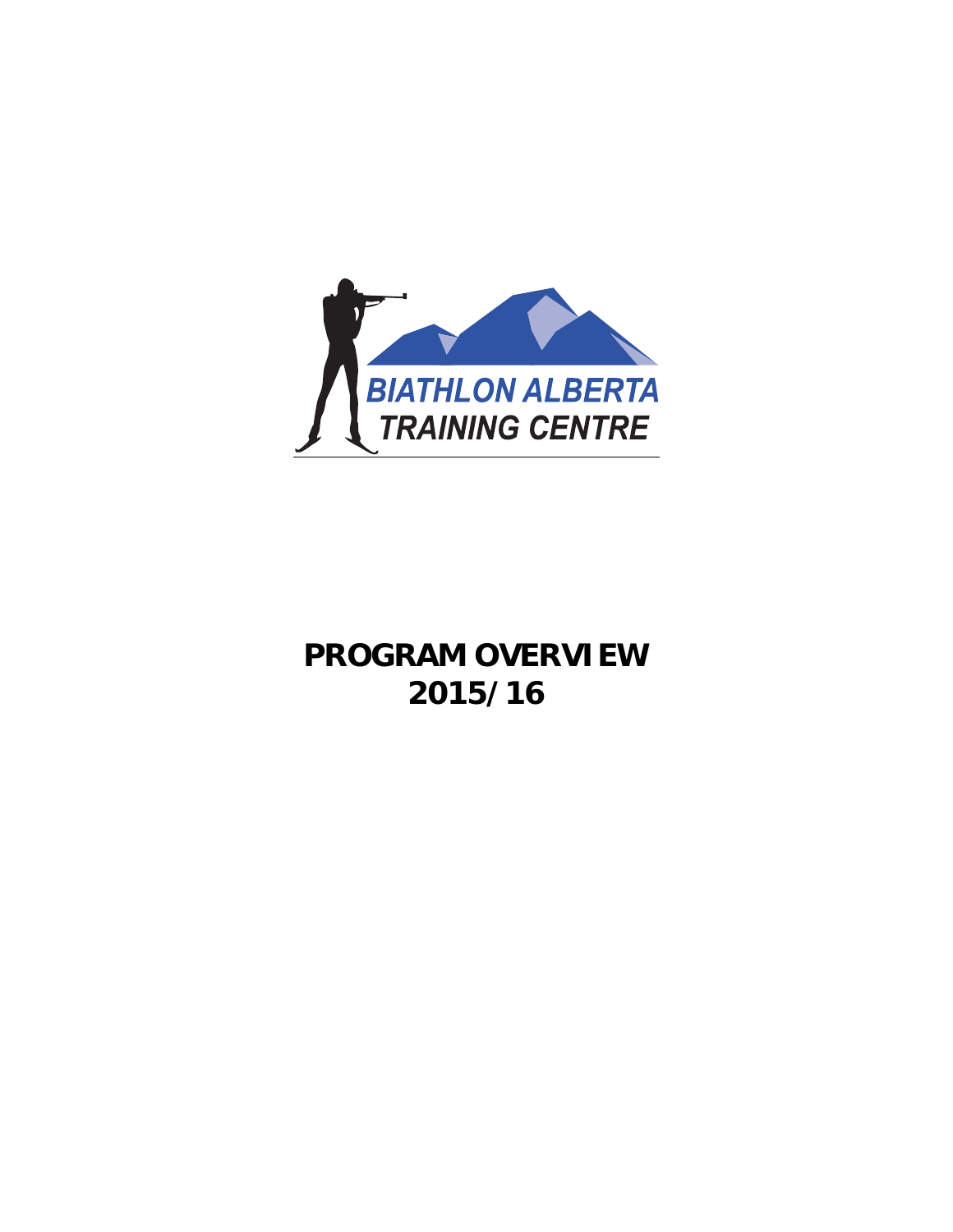BIATHLON ALBERTA
TRAINING CENTRE

# PROGRAM OVERVIEW
# 2015/16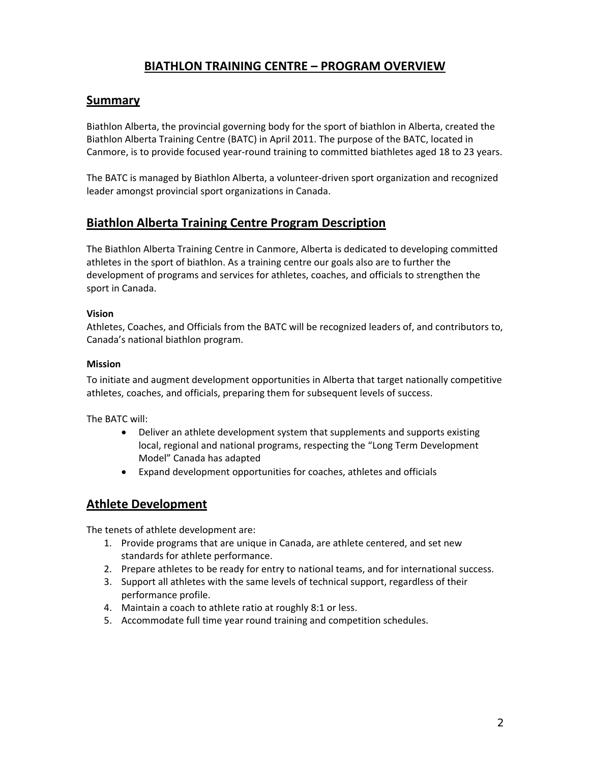# BIATHLON TRAINING CENTRE – PROGRAM OVERVIEW

## Summary

Biathlon Alberta, the provincial governing body for the sport of biathlon in Alberta, created the Biathlon Alberta Training Centre (BATC) in April 2011. The purpose of the BATC, located in Canmore, is to provide focused year-round training to committed biathletes aged 18 to 23 years.

The BATC is managed by Biathlon Alberta, a volunteer-driven sport organization and recognized leader amongst provincial sport organizations in Canada.

## Biathlon Alberta Training Centre Program Description

The Biathlon Alberta Training Centre in Canmore, Alberta is dedicated to developing committed athletes in the sport of biathlon. As a training centre our goals also are to further the development of programs and services for athletes, coaches, and officials to strengthen the sport in Canada.

**Vision**

Athletes, Coaches, and Officials from the BATC will be recognized leaders of, and contributors to, Canada's national biathlon program.

**Mission**

To initiate and augment development opportunities in Alberta that target nationally competitive athletes, coaches, and officials, preparing them for subsequent levels of success.

The BATC will:

- Deliver an athlete development system that supplements and supports existing local, regional and national programs, respecting the "Long Term Development Model" Canada has adapted
- Expand development opportunities for coaches, athletes and officials

## Athlete Development

The tenets of athlete development are:

1. Provide programs that are unique in Canada, are athlete centered, and set new standards for athlete performance.
2. Prepare athletes to be ready for entry to national teams, and for international success.
3. Support all athletes with the same levels of technical support, regardless of their performance profile.
4. Maintain a coach to athlete ratio at roughly 8:1 or less.
5. Accommodate full time year round training and competition schedules.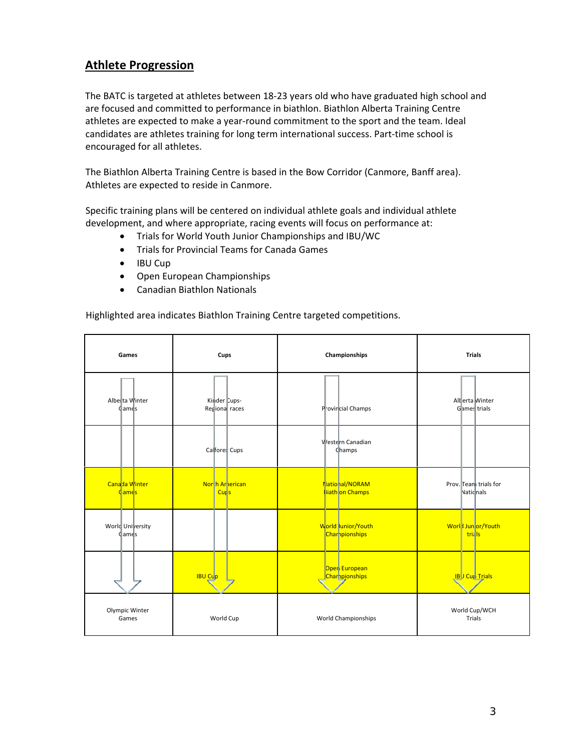## Athlete Progression

The BATC is targeted at athletes between 18-23 years old who have graduated high school and are focused and committed to performance in biathlon. Biathlon Alberta Training Centre athletes are expected to make a year-round commitment to the sport and the team. Ideal candidates are athletes training for long term international success. Part-time school is encouraged for all athletes.

The Biathlon Alberta Training Centre is based in the Bow Corridor (Canmore, Banff area). Athletes are expected to reside in Canmore.

Specific training plans will be centered on individual athlete goals and individual athlete development, and where appropriate, racing events will focus on performance at:

- Trials for World Youth Junior Championships and IBU/WC
- Trials for Provincial Teams for Canada Games
- IBU Cup
- Open European Championships
- Canadian Biathlon Nationals

Highlighted area indicates Biathlon Training Centre targeted competitions.

| Games | Cups | Championships | Trials |
|---|---|---|---|
| Alberta Winter Games | Kinder Cups-Regional races | Provincial Champs | Alberta Winter Games trials |
| | Calforex Cups | Western Canadian Champs | |
| Canada Winter Games | North American Cups | National/NORAM Biathlon Champs | Prov. Team trials for Nationals |
| World University Games | | World Junior/Youth Championships | World Junior/Youth trials |
| | IBU Cup | Open European Championships | IBU Cup Trials |
| Olympic Winter Games | World Cup | World Championships | World Cup/WCH Trials |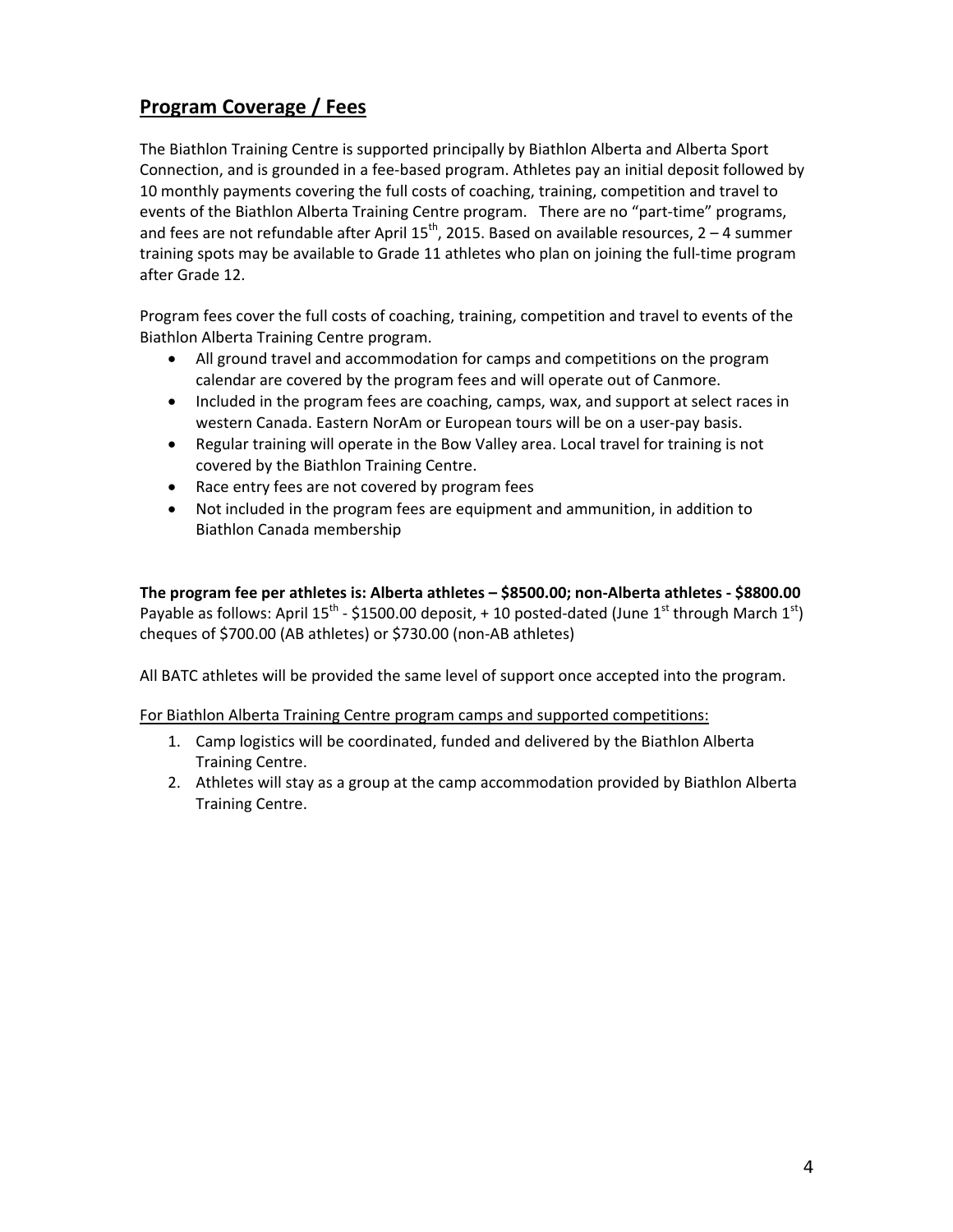## Program Coverage / Fees

The Biathlon Training Centre is supported principally by Biathlon Alberta and Alberta Sport Connection, and is grounded in a fee-based program. Athletes pay an initial deposit followed by 10 monthly payments covering the full costs of coaching, training, competition and travel to events of the Biathlon Alberta Training Centre program. There are no "part-time" programs, and fees are not refundable after April 15th, 2015. Based on available resources, 2 – 4 summer training spots may be available to Grade 11 athletes who plan on joining the full-time program after Grade 12.

Program fees cover the full costs of coaching, training, competition and travel to events of the Biathlon Alberta Training Centre program.

- All ground travel and accommodation for camps and competitions on the program calendar are covered by the program fees and will operate out of Canmore.
- Included in the program fees are coaching, camps, wax, and support at select races in western Canada. Eastern NorAm or European tours will be on a user-pay basis.
- Regular training will operate in the Bow Valley area. Local travel for training is not covered by the Biathlon Training Centre.
- Race entry fees are not covered by program fees
- Not included in the program fees are equipment and ammunition, in addition to Biathlon Canada membership

**The program fee per athletes is: Alberta athletes – $8500.00; non-Alberta athletes - $8800.00**
Payable as follows: April 15th - $1500.00 deposit, + 10 posted-dated (June 1st through March 1st) cheques of $700.00 (AB athletes) or $730.00 (non-AB athletes)

All BATC athletes will be provided the same level of support once accepted into the program.

For Biathlon Alberta Training Centre program camps and supported competitions:

1. Camp logistics will be coordinated, funded and delivered by the Biathlon Alberta Training Centre.
2. Athletes will stay as a group at the camp accommodation provided by Biathlon Alberta Training Centre.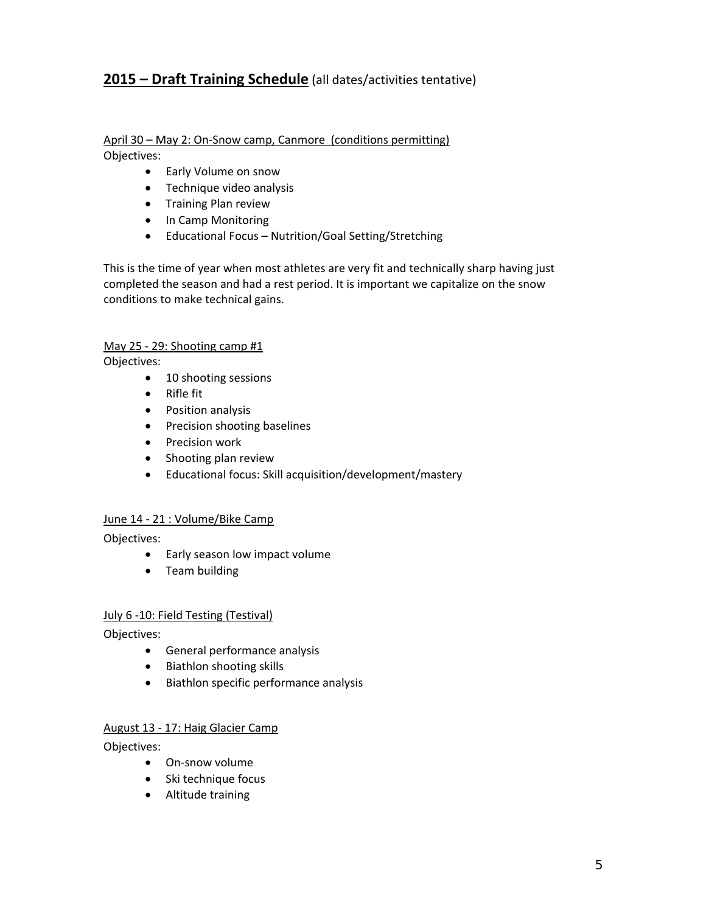## **2015 – Draft Training Schedule** (all dates/activities tentative)

April 30 – May 2: On-Snow camp, Canmore (conditions permitting)
Objectives:

- Early Volume on snow
- Technique video analysis
- Training Plan review
- In Camp Monitoring
- Educational Focus – Nutrition/Goal Setting/Stretching

This is the time of year when most athletes are very fit and technically sharp having just completed the season and had a rest period. It is important we capitalize on the snow conditions to make technical gains.

May 25 - 29: Shooting camp #1
Objectives:

- 10 shooting sessions
- Rifle fit
- Position analysis
- Precision shooting baselines
- Precision work
- Shooting plan review
- Educational focus: Skill acquisition/development/mastery

June 14 - 21 : Volume/Bike Camp
Objectives:

- Early season low impact volume
- Team building

July 6 -10: Field Testing (Testival)
Objectives:

- General performance analysis
- Biathlon shooting skills
- Biathlon specific performance analysis

August 13 - 17: Haig Glacier Camp
Objectives:

- On-snow volume
- Ski technique focus
- Altitude training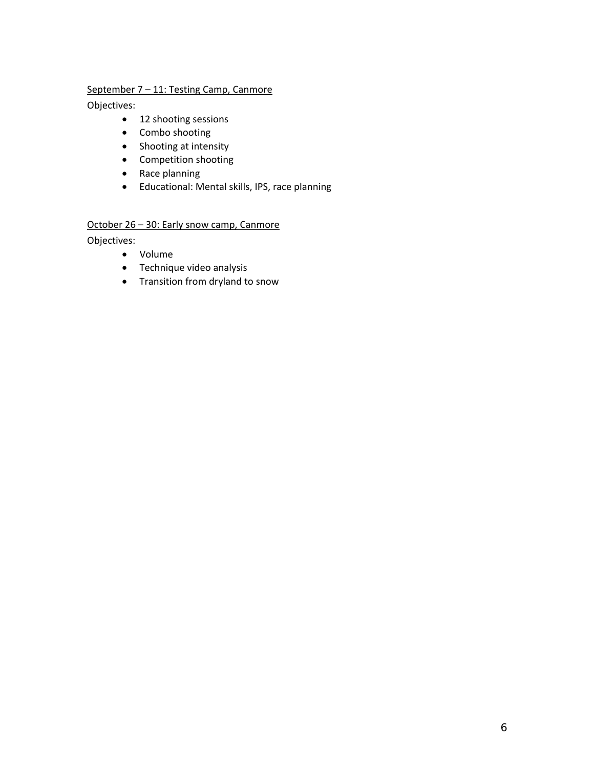<u>September 7 – 11: Testing Camp, Canmore</u>

Objectives:

- 12 shooting sessions
- Combo shooting
- Shooting at intensity
- Competition shooting
- Race planning
- Educational: Mental skills, IPS, race planning

<u>October 26 – 30: Early snow camp, Canmore</u>

Objectives:

- Volume
- Technique video analysis
- Transition from dryland to snow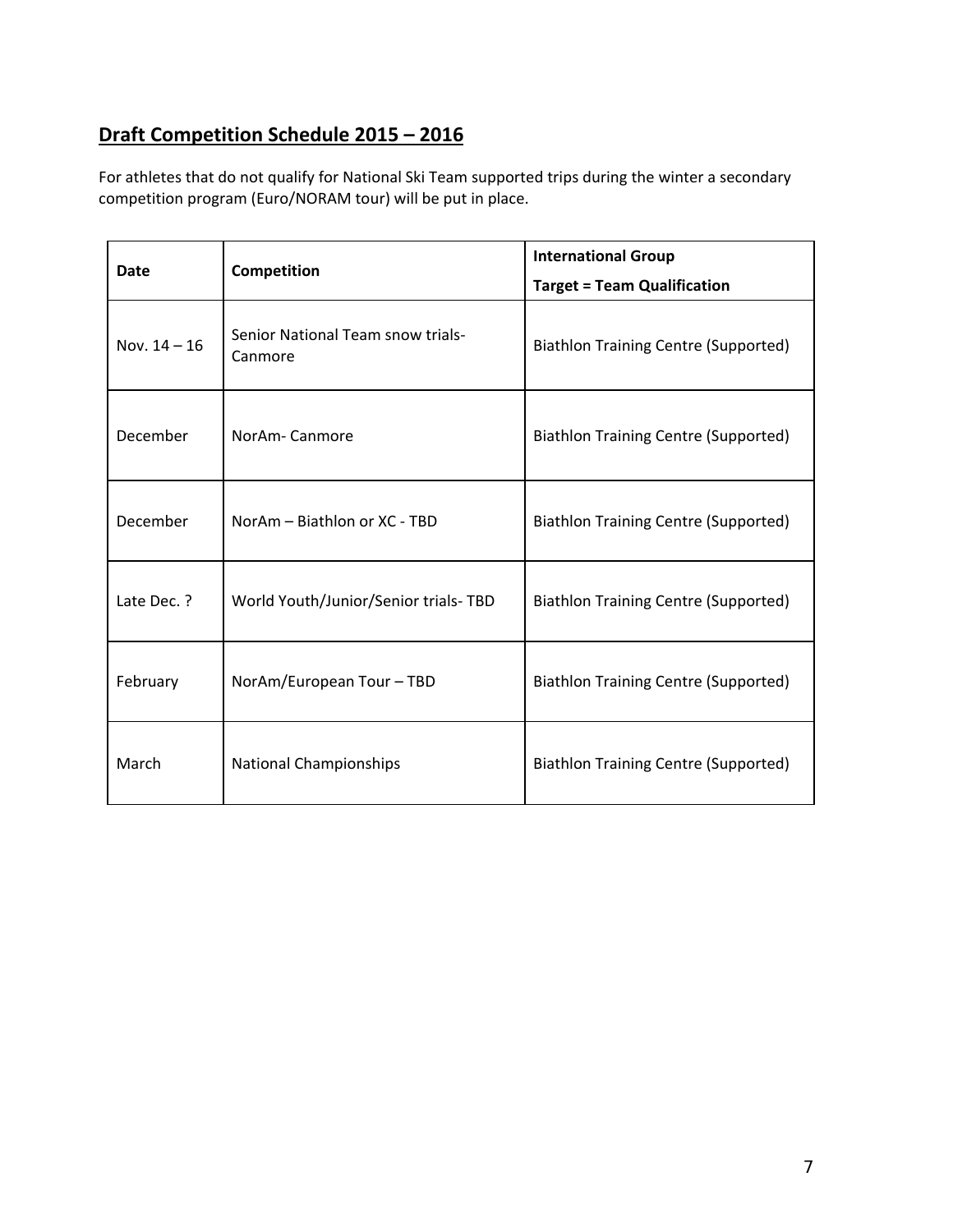## **Draft Competition Schedule 2015 – 2016**

For athletes that do not qualify for National Ski Team supported trips during the winter a secondary competition program (Euro/NORAM tour) will be put in place.

| Date | Competition | International Group<br>Target = Team Qualification |
|---|---|---|
| Nov. 14 – 16 | Senior National Team snow trials-Canmore | Biathlon Training Centre (Supported) |
| December | NorAm- Canmore | Biathlon Training Centre (Supported) |
| December | NorAm – Biathlon or XC - TBD | Biathlon Training Centre (Supported) |
| Late Dec. ? | World Youth/Junior/Senior trials- TBD | Biathlon Training Centre (Supported) |
| February | NorAm/European Tour – TBD | Biathlon Training Centre (Supported) |
| March | National Championships | Biathlon Training Centre (Supported) |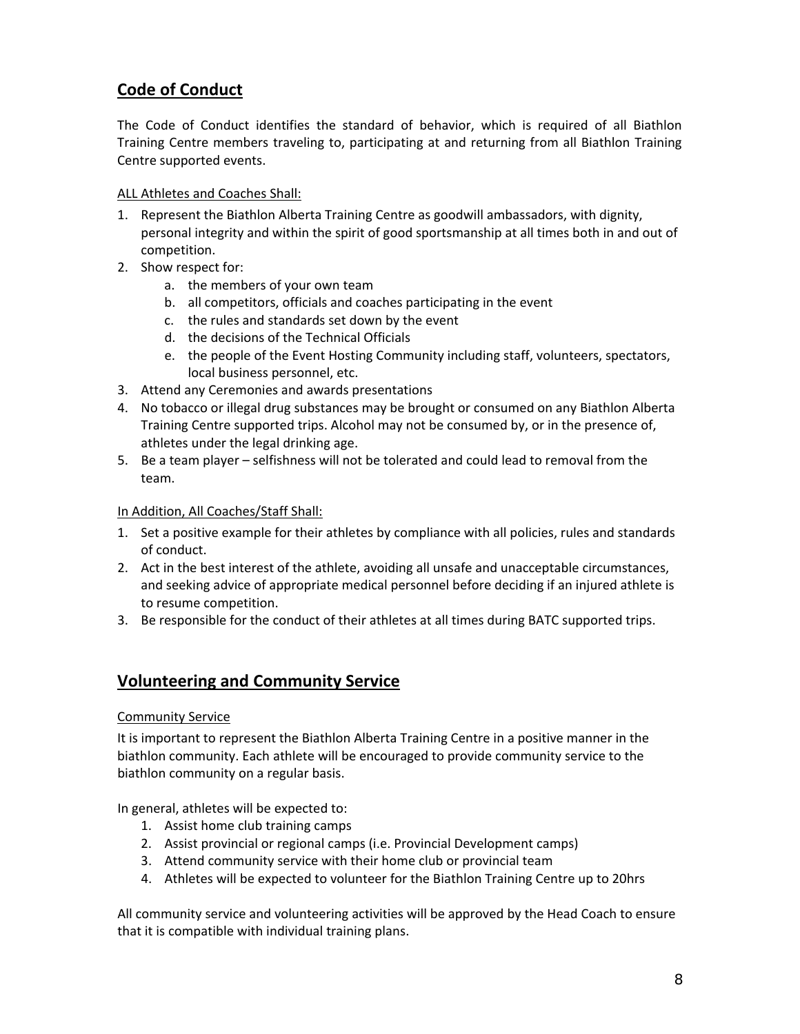## Code of Conduct

The Code of Conduct identifies the standard of behavior, which is required of all Biathlon Training Centre members traveling to, participating at and returning from all Biathlon Training Centre supported events.

ALL Athletes and Coaches Shall:

1. Represent the Biathlon Alberta Training Centre as goodwill ambassadors, with dignity, personal integrity and within the spirit of good sportsmanship at all times both in and out of competition.
2. Show respect for:
   a. the members of your own team
   b. all competitors, officials and coaches participating in the event
   c. the rules and standards set down by the event
   d. the decisions of the Technical Officials
   e. the people of the Event Hosting Community including staff, volunteers, spectators, local business personnel, etc.
3. Attend any Ceremonies and awards presentations
4. No tobacco or illegal drug substances may be brought or consumed on any Biathlon Alberta Training Centre supported trips. Alcohol may not be consumed by, or in the presence of, athletes under the legal drinking age.
5. Be a team player – selfishness will not be tolerated and could lead to removal from the team.

In Addition, All Coaches/Staff Shall:

1. Set a positive example for their athletes by compliance with all policies, rules and standards of conduct.
2. Act in the best interest of the athlete, avoiding all unsafe and unacceptable circumstances, and seeking advice of appropriate medical personnel before deciding if an injured athlete is to resume competition.
3. Be responsible for the conduct of their athletes at all times during BATC supported trips.

## Volunteering and Community Service

Community Service

It is important to represent the Biathlon Alberta Training Centre in a positive manner in the biathlon community. Each athlete will be encouraged to provide community service to the biathlon community on a regular basis.

In general, athletes will be expected to:

1. Assist home club training camps
2. Assist provincial or regional camps (i.e. Provincial Development camps)
3. Attend community service with their home club or provincial team
4. Athletes will be expected to volunteer for the Biathlon Training Centre up to 20hrs

All community service and volunteering activities will be approved by the Head Coach to ensure that it is compatible with individual training plans.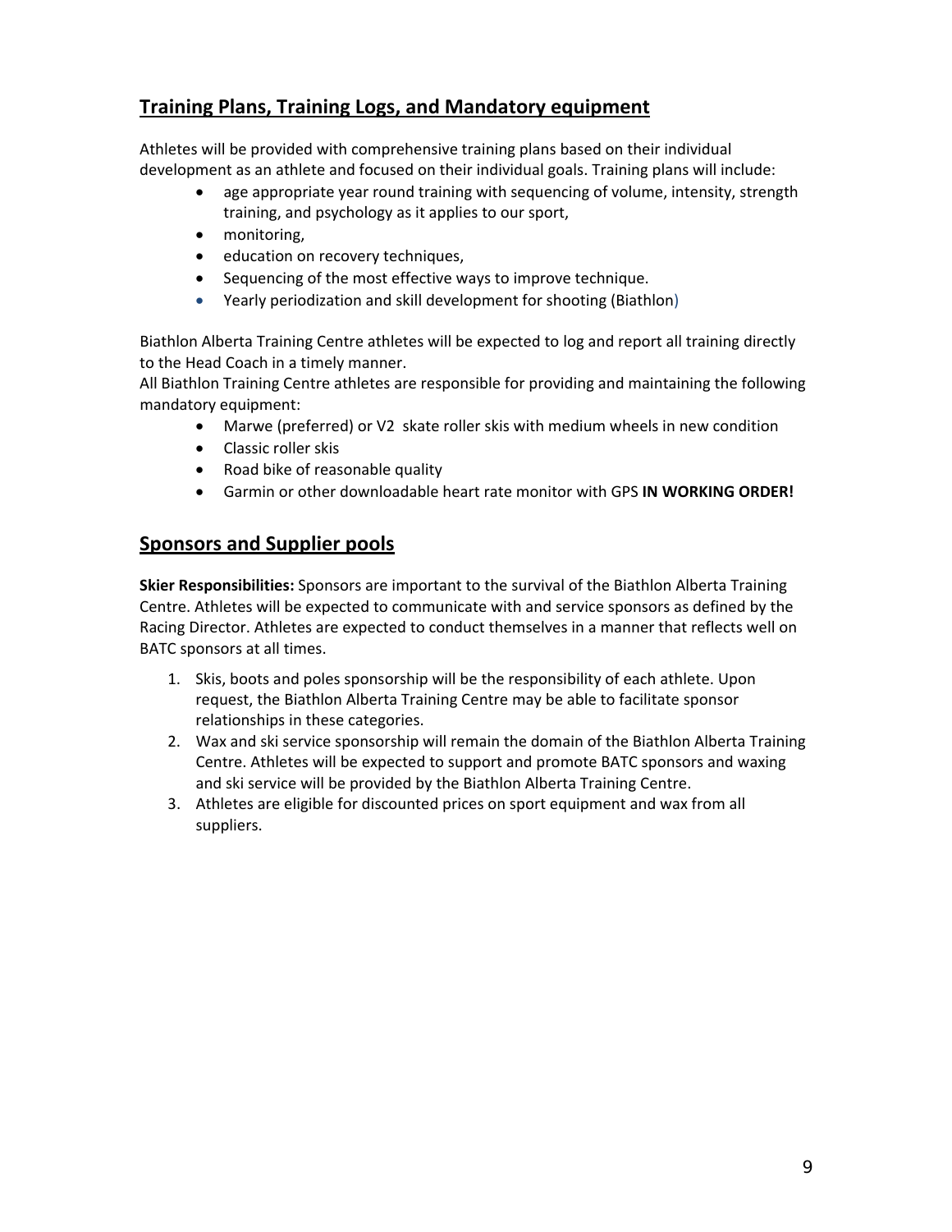## Training Plans, Training Logs, and Mandatory equipment

Athletes will be provided with comprehensive training plans based on their individual development as an athlete and focused on their individual goals. Training plans will include:

- age appropriate year round training with sequencing of volume, intensity, strength training, and psychology as it applies to our sport,
- monitoring,
- education on recovery techniques,
- Sequencing of the most effective ways to improve technique.
- Yearly periodization and skill development for shooting (Biathlon)

Biathlon Alberta Training Centre athletes will be expected to log and report all training directly to the Head Coach in a timely manner.
All Biathlon Training Centre athletes are responsible for providing and maintaining the following mandatory equipment:

- Marwe (preferred) or V2 skate roller skis with medium wheels in new condition
- Classic roller skis
- Road bike of reasonable quality
- Garmin or other downloadable heart rate monitor with GPS **IN WORKING ORDER!**

## Sponsors and Supplier pools

**Skier Responsibilities:** Sponsors are important to the survival of the Biathlon Alberta Training Centre. Athletes will be expected to communicate with and service sponsors as defined by the Racing Director. Athletes are expected to conduct themselves in a manner that reflects well on BATC sponsors at all times.

1. Skis, boots and poles sponsorship will be the responsibility of each athlete. Upon request, the Biathlon Alberta Training Centre may be able to facilitate sponsor relationships in these categories.
2. Wax and ski service sponsorship will remain the domain of the Biathlon Alberta Training Centre. Athletes will be expected to support and promote BATC sponsors and waxing and ski service will be provided by the Biathlon Alberta Training Centre.
3. Athletes are eligible for discounted prices on sport equipment and wax from all suppliers.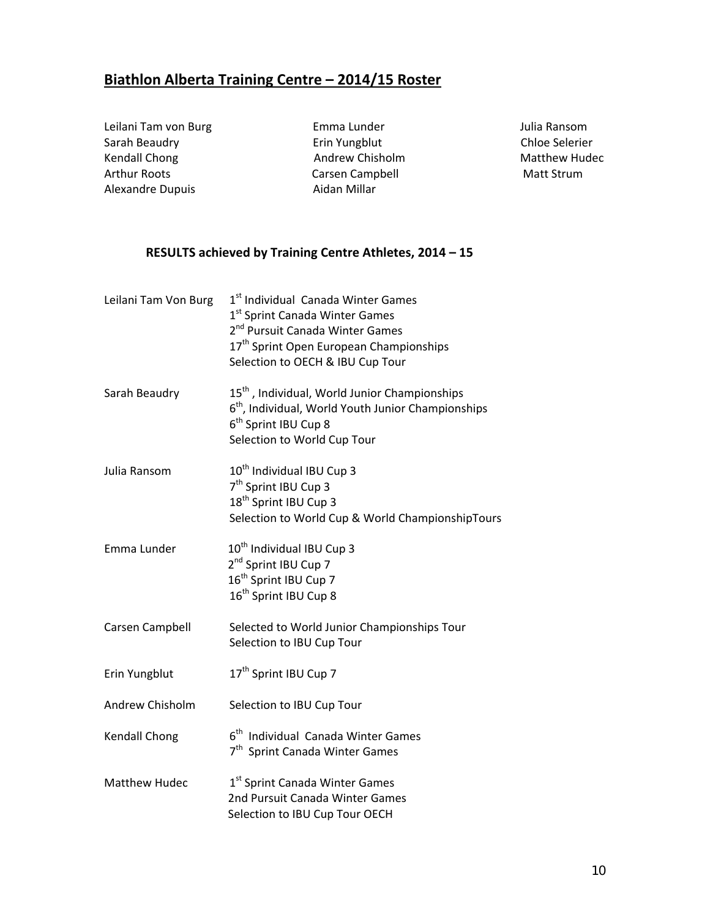## Biathlon Alberta Training Centre – 2014/15 Roster

Leilani Tam von Burg
Sarah Beaudry
Kendall Chong
Arthur Roots
Alexandre Dupuis
Emma Lunder
Erin Yungblut
Andrew Chisholm
Carsen Campbell
Aidan Millar
Julia Ransom
Chloe Selerier
Matthew Hudec
Matt Strum

### RESULTS achieved by Training Centre Athletes, 2014 – 15

| | |
|---|---|
| Leilani Tam Von Burg | 1st Individual Canada Winter Games<br>1st Sprint Canada Winter Games<br>2nd Pursuit Canada Winter Games<br>17th Sprint Open European Championships<br>Selection to OECH & IBU Cup Tour |
| Sarah Beaudry | 15th , Individual, World Junior Championships<br>6th, Individual, World Youth Junior Championships<br>6th Sprint IBU Cup 8<br>Selection to World Cup Tour |
| Julia Ransom | 10th Individual IBU Cup 3<br>7th Sprint IBU Cup 3<br>18th Sprint IBU Cup 3<br>Selection to World Cup & World ChampionshipTours |
| Emma Lunder | 10th Individual IBU Cup 3<br>2nd Sprint IBU Cup 7<br>16th Sprint IBU Cup 7<br>16th Sprint IBU Cup 8 |
| Carsen Campbell | Selected to World Junior Championships Tour<br>Selection to IBU Cup Tour |
| Erin Yungblut | 17th Sprint IBU Cup 7 |
| Andrew Chisholm | Selection to IBU Cup Tour |
| Kendall Chong | 6th Individual Canada Winter Games<br>7th Sprint Canada Winter Games |
| Matthew Hudec | 1st Sprint Canada Winter Games<br>2nd Pursuit Canada Winter Games<br>Selection to IBU Cup Tour OECH |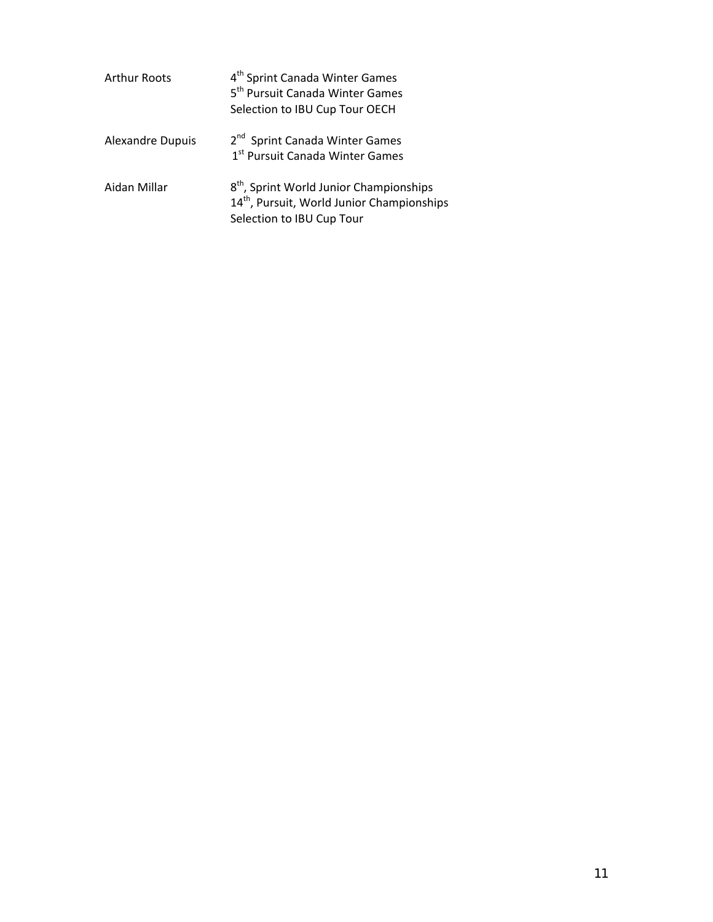| | |
|---|---|
| Arthur Roots | 4th Sprint Canada Winter Games<br>5th Pursuit Canada Winter Games<br>Selection to IBU Cup Tour OECH |
| Alexandre Dupuis | 2nd Sprint Canada Winter Games<br>1st Pursuit Canada Winter Games |
| Aidan Millar | 8th, Sprint World Junior Championships<br>14th, Pursuit, World Junior Championships<br>Selection to IBU Cup Tour |